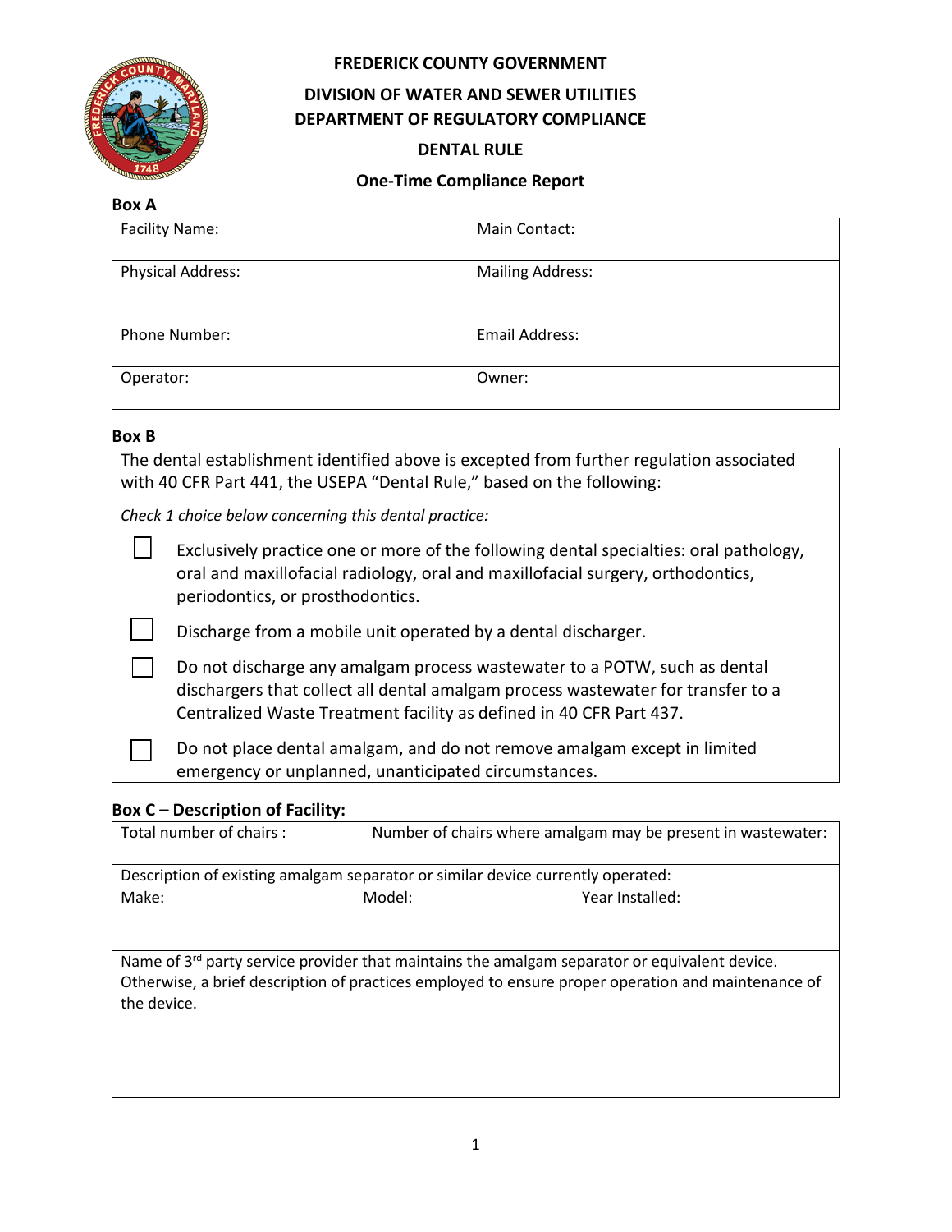**FREDERICK COUNTY GOVERNMENT**

**DIVISION OF WATER AND SEWER UTILITIES**
**DEPARTMENT OF REGULATORY COMPLIANCE**

**DENTAL RULE**

**One-Time Compliance Report**

**Box A**

| Facility Name: | Main Contact: |
|---|---|
| Physical Address: | Mailing Address: |
| Phone Number: | Email Address: |
| Operator: | Owner: |

**Box B**

The dental establishment identified above is excepted from further regulation associated with 40 CFR Part 441, the USEPA "Dental Rule," based on the following:

*Check 1 choice below concerning this dental practice:*

- ☐ Exclusively practice one or more of the following dental specialties: oral pathology, oral and maxillofacial radiology, oral and maxillofacial surgery, orthodontics, periodontics, or prosthodontics.
- ☐ Discharge from a mobile unit operated by a dental discharger.
- ☐ Do not discharge any amalgam process wastewater to a POTW, such as dental dischargers that collect all dental amalgam process wastewater for transfer to a Centralized Waste Treatment facility as defined in 40 CFR Part 437.
- ☐ Do not place dental amalgam, and do not remove amalgam except in limited emergency or unplanned, unanticipated circumstances.

**Box C – Description of Facility:**

| Total number of chairs : | Number of chairs where amalgam may be present in wastewater: |
|---|---|

Description of existing amalgam separator or similar device currently operated:

Make: ____________________ Model: __________________ Year Installed: ________________

Name of 3rd party service provider that maintains the amalgam separator or equivalent device. Otherwise, a brief description of practices employed to ensure proper operation and maintenance of the device.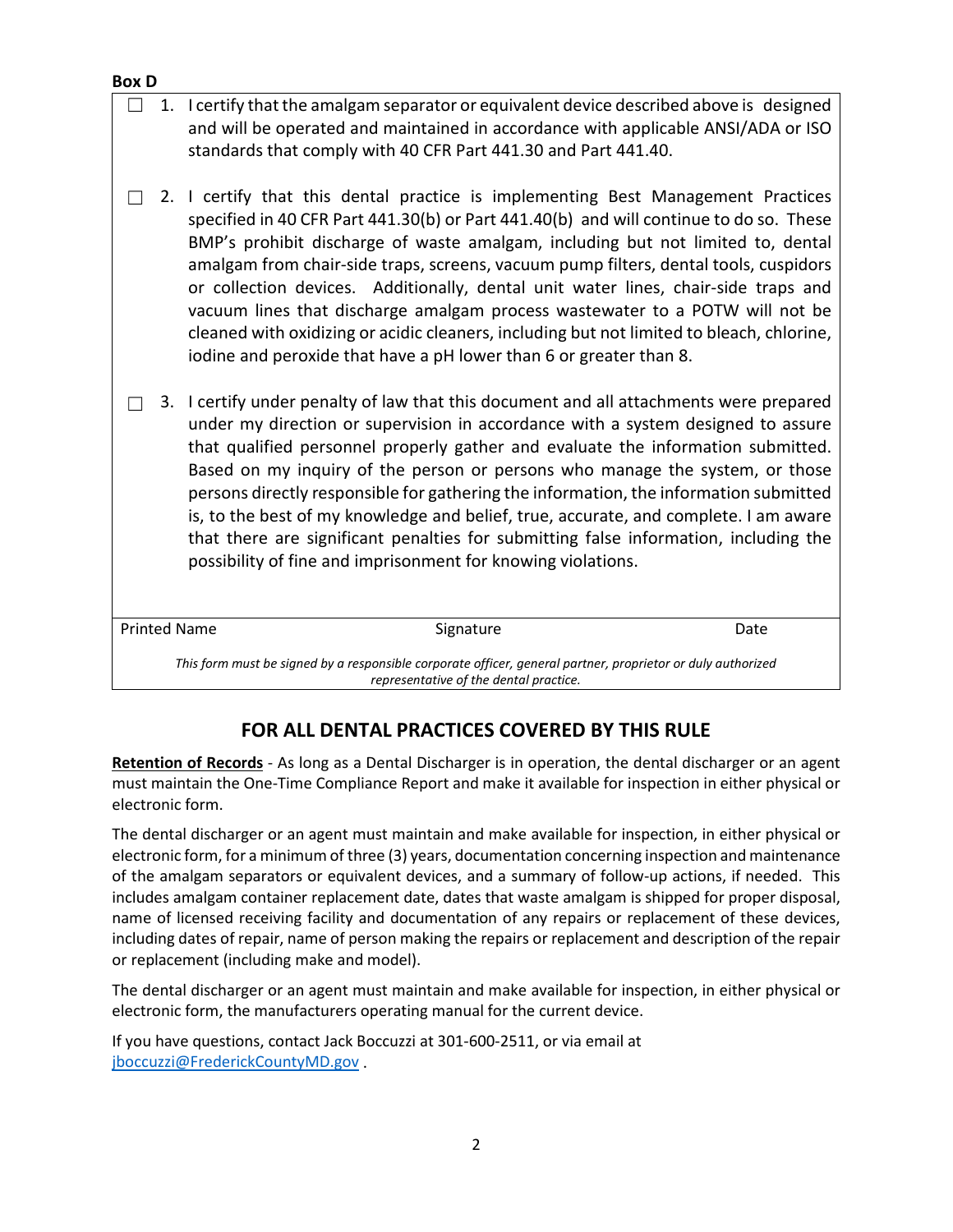**Box D**

- ☐ 1. I certify that the amalgam separator or equivalent device described above is designed and will be operated and maintained in accordance with applicable ANSI/ADA or ISO standards that comply with 40 CFR Part 441.30 and Part 441.40.

- ☐ 2. I certify that this dental practice is implementing Best Management Practices specified in 40 CFR Part 441.30(b) or Part 441.40(b) and will continue to do so. These BMP's prohibit discharge of waste amalgam, including but not limited to, dental amalgam from chair-side traps, screens, vacuum pump filters, dental tools, cuspidors or collection devices. Additionally, dental unit water lines, chair-side traps and vacuum lines that discharge amalgam process wastewater to a POTW will not be cleaned with oxidizing or acidic cleaners, including but not limited to bleach, chlorine, iodine and peroxide that have a pH lower than 6 or greater than 8.

- ☐ 3. I certify under penalty of law that this document and all attachments were prepared under my direction or supervision in accordance with a system designed to assure that qualified personnel properly gather and evaluate the information submitted. Based on my inquiry of the person or persons who manage the system, or those persons directly responsible for gathering the information, the information submitted is, to the best of my knowledge and belief, true, accurate, and complete. I am aware that there are significant penalties for submitting false information, including the possibility of fine and imprisonment for knowing violations.

| Printed Name | Signature | Date |
|---|---|---|

*This form must be signed by a responsible corporate officer, general partner, proprietor or duly authorized representative of the dental practice.*

## FOR ALL DENTAL PRACTICES COVERED BY THIS RULE

**Retention of Records** - As long as a Dental Discharger is in operation, the dental discharger or an agent must maintain the One-Time Compliance Report and make it available for inspection in either physical or electronic form.

The dental discharger or an agent must maintain and make available for inspection, in either physical or electronic form, for a minimum of three (3) years, documentation concerning inspection and maintenance of the amalgam separators or equivalent devices, and a summary of follow-up actions, if needed. This includes amalgam container replacement date, dates that waste amalgam is shipped for proper disposal, name of licensed receiving facility and documentation of any repairs or replacement of these devices, including dates of repair, name of person making the repairs or replacement and description of the repair or replacement (including make and model).

The dental discharger or an agent must maintain and make available for inspection, in either physical or electronic form, the manufacturers operating manual for the current device.

If you have questions, contact Jack Boccuzzi at 301-600-2511, or via email at jboccuzzi@FrederickCountyMD.gov .